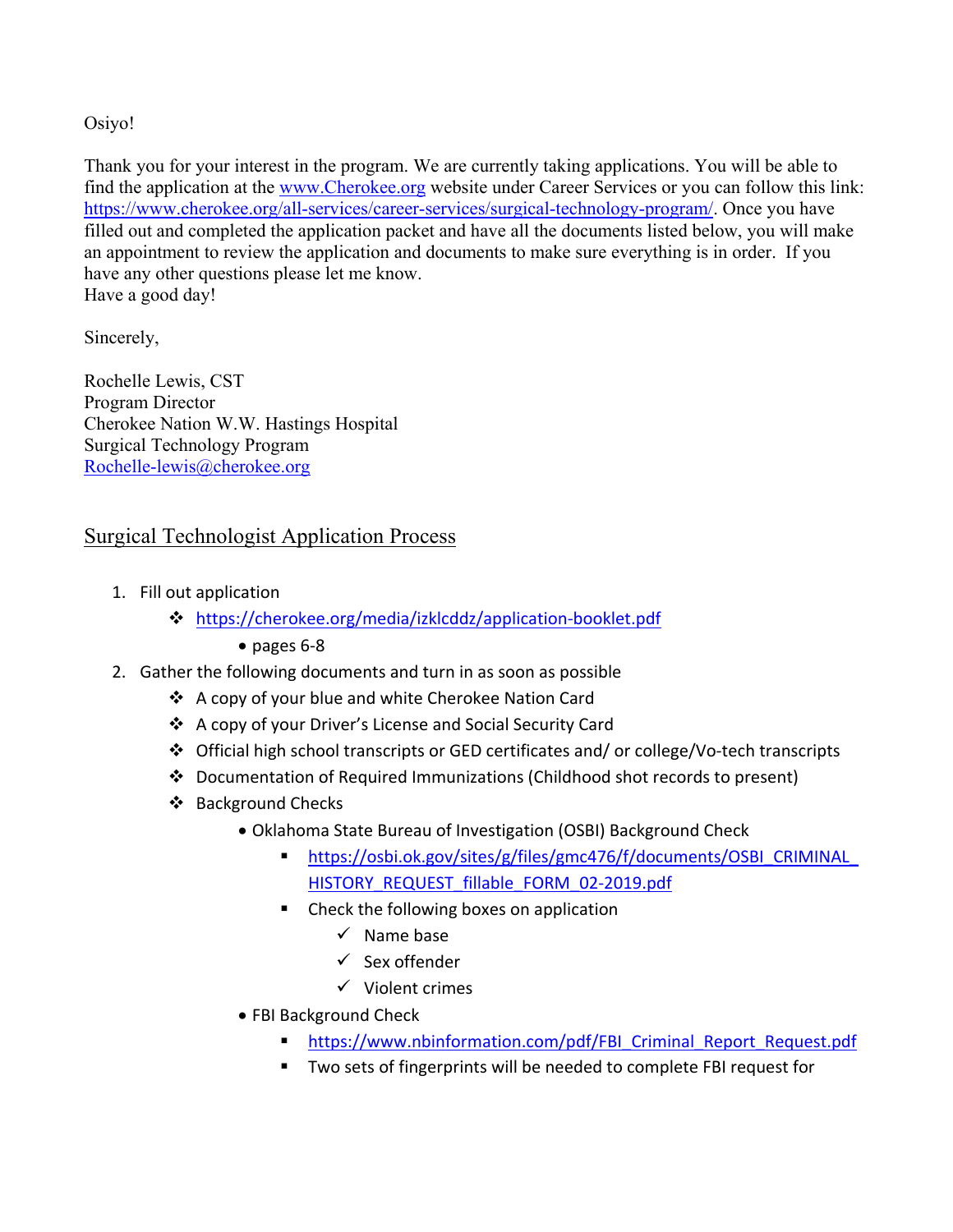Osiyo!

Thank you for your interest in the program. We are currently taking applications. You will be able to find the application at the www.Cherokee.org website under Career Services or you can follow this link: https://www.cherokee.org/all-services/career-services/surgical-technology-program/. Once you have filled out and completed the application packet and have all the documents listed below, you will make an appointment to review the application and documents to make sure everything is in order. If you have any other questions please let me know.
Have a good day!

Sincerely,

Rochelle Lewis, CST
Program Director
Cherokee Nation W.W. Hastings Hospital
Surgical Technology Program
Rochelle-lewis@cherokee.org

## Surgical Technologist Application Process

1. Fill out application
    - https://cherokee.org/media/izklcddz/application-booklet.pdf
        - pages 6-8
2. Gather the following documents and turn in as soon as possible
    - A copy of your blue and white Cherokee Nation Card
    - A copy of your Driver's License and Social Security Card
    - Official high school transcripts or GED certificates and/ or college/Vo-tech transcripts
    - Documentation of Required Immunizations (Childhood shot records to present)
    - Background Checks
        - Oklahoma State Bureau of Investigation (OSBI) Background Check
            - https://osbi.ok.gov/sites/g/files/gmc476/f/documents/OSBI_CRIMINAL_HISTORY_REQUEST_fillable_FORM_02-2019.pdf
            - Check the following boxes on application
                - ✓ Name base
                - ✓ Sex offender
                - ✓ Violent crimes
        - FBI Background Check
            - https://www.nbinformation.com/pdf/FBI_Criminal_Report_Request.pdf
            - Two sets of fingerprints will be needed to complete FBI request for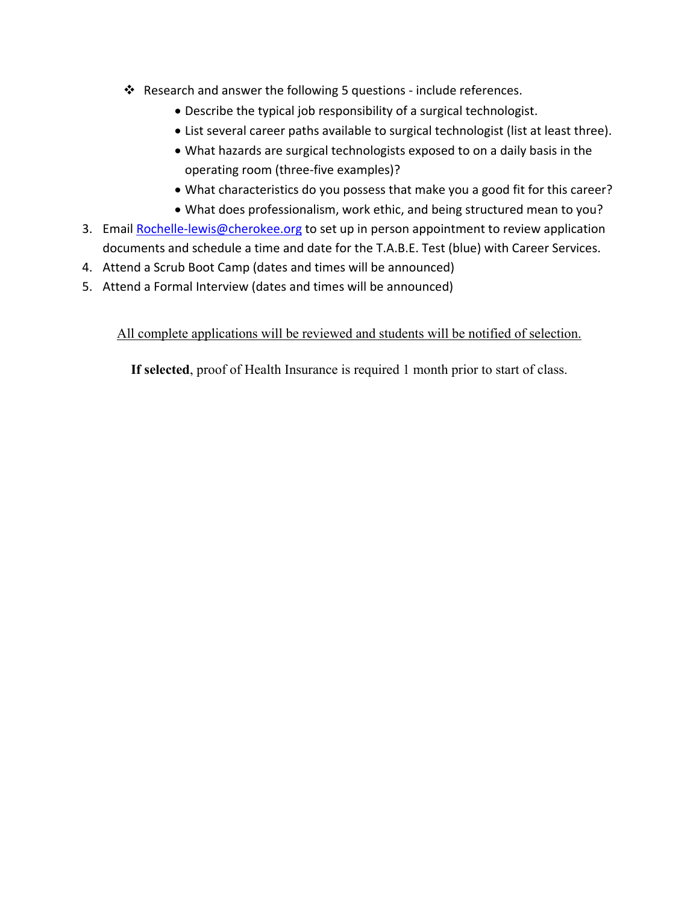- Research and answer the following 5 questions - include references.
  - Describe the typical job responsibility of a surgical technologist.
  - List several career paths available to surgical technologist (list at least three).
  - What hazards are surgical technologists exposed to on a daily basis in the operating room (three-five examples)?
  - What characteristics do you possess that make you a good fit for this career?
  - What does professionalism, work ethic, and being structured mean to you?

3. Email Rochelle-lewis@cherokee.org to set up in person appointment to review application documents and schedule a time and date for the T.A.B.E. Test (blue) with Career Services.
4. Attend a Scrub Boot Camp (dates and times will be announced)
5. Attend a Formal Interview (dates and times will be announced)

<u>All complete applications will be reviewed and students will be notified of selection.</u>

**If selected**, proof of Health Insurance is required 1 month prior to start of class.